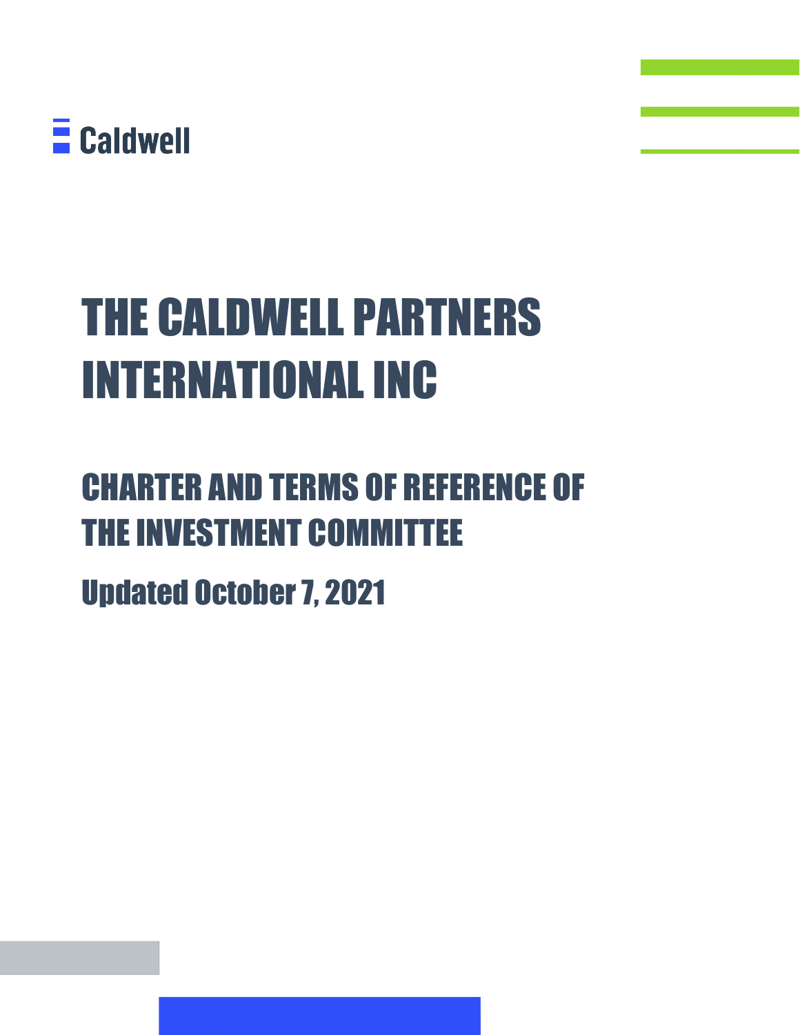Caldwell

# THE CALDWELL PARTNERS INTERNATIONAL INC

## CHARTER AND TERMS OF REFERENCE OF THE INVESTMENT COMMITTEE

### Updated October 7, 2021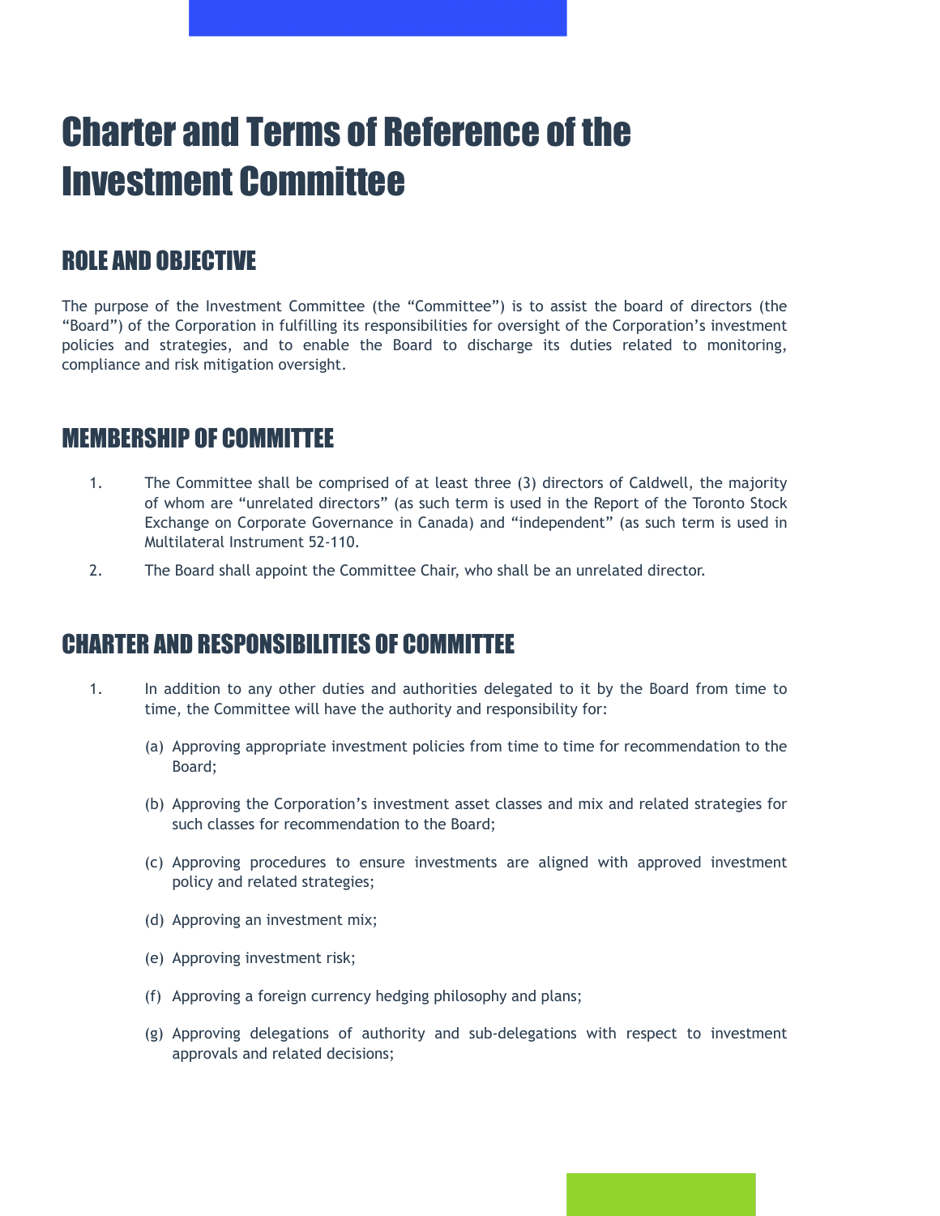# Charter and Terms of Reference of the Investment Committee

## ROLE AND OBJECTIVE

The purpose of the Investment Committee (the "Committee") is to assist the board of directors (the "Board") of the Corporation in fulfilling its responsibilities for oversight of the Corporation's investment policies and strategies, and to enable the Board to discharge its duties related to monitoring, compliance and risk mitigation oversight.

## MEMBERSHIP OF COMMITTEE

1. The Committee shall be comprised of at least three (3) directors of Caldwell, the majority of whom are "unrelated directors" (as such term is used in the Report of the Toronto Stock Exchange on Corporate Governance in Canada) and "independent" (as such term is used in Multilateral Instrument 52-110.
2. The Board shall appoint the Committee Chair, who shall be an unrelated director.

## CHARTER AND RESPONSIBILITIES OF COMMITTEE

1. In addition to any other duties and authorities delegated to it by the Board from time to time, the Committee will have the authority and responsibility for:

   (a) Approving appropriate investment policies from time to time for recommendation to the Board;

   (b) Approving the Corporation's investment asset classes and mix and related strategies for such classes for recommendation to the Board;

   (c) Approving procedures to ensure investments are aligned with approved investment policy and related strategies;

   (d) Approving an investment mix;

   (e) Approving investment risk;

   (f) Approving a foreign currency hedging philosophy and plans;

   (g) Approving delegations of authority and sub-delegations with respect to investment approvals and related decisions;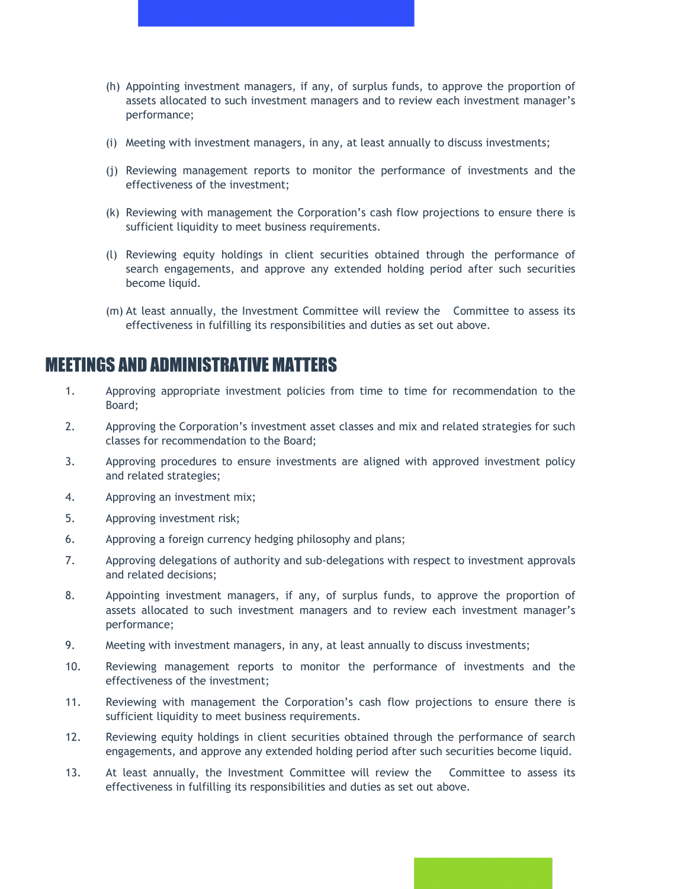(h) Appointing investment managers, if any, of surplus funds, to approve the proportion of assets allocated to such investment managers and to review each investment manager's performance;

(i) Meeting with investment managers, in any, at least annually to discuss investments;

(j) Reviewing management reports to monitor the performance of investments and the effectiveness of the investment;

(k) Reviewing with management the Corporation's cash flow projections to ensure there is sufficient liquidity to meet business requirements.

(l) Reviewing equity holdings in client securities obtained through the performance of search engagements, and approve any extended holding period after such securities become liquid.

(m) At least annually, the Investment Committee will review the Committee to assess its effectiveness in fulfilling its responsibilities and duties as set out above.

## MEETINGS AND ADMINISTRATIVE MATTERS

1. Approving appropriate investment policies from time to time for recommendation to the Board;
2. Approving the Corporation's investment asset classes and mix and related strategies for such classes for recommendation to the Board;
3. Approving procedures to ensure investments are aligned with approved investment policy and related strategies;
4. Approving an investment mix;
5. Approving investment risk;
6. Approving a foreign currency hedging philosophy and plans;
7. Approving delegations of authority and sub-delegations with respect to investment approvals and related decisions;
8. Appointing investment managers, if any, of surplus funds, to approve the proportion of assets allocated to such investment managers and to review each investment manager's performance;
9. Meeting with investment managers, in any, at least annually to discuss investments;
10. Reviewing management reports to monitor the performance of investments and the effectiveness of the investment;
11. Reviewing with management the Corporation's cash flow projections to ensure there is sufficient liquidity to meet business requirements.
12. Reviewing equity holdings in client securities obtained through the performance of search engagements, and approve any extended holding period after such securities become liquid.
13. At least annually, the Investment Committee will review the Committee to assess its effectiveness in fulfilling its responsibilities and duties as set out above.